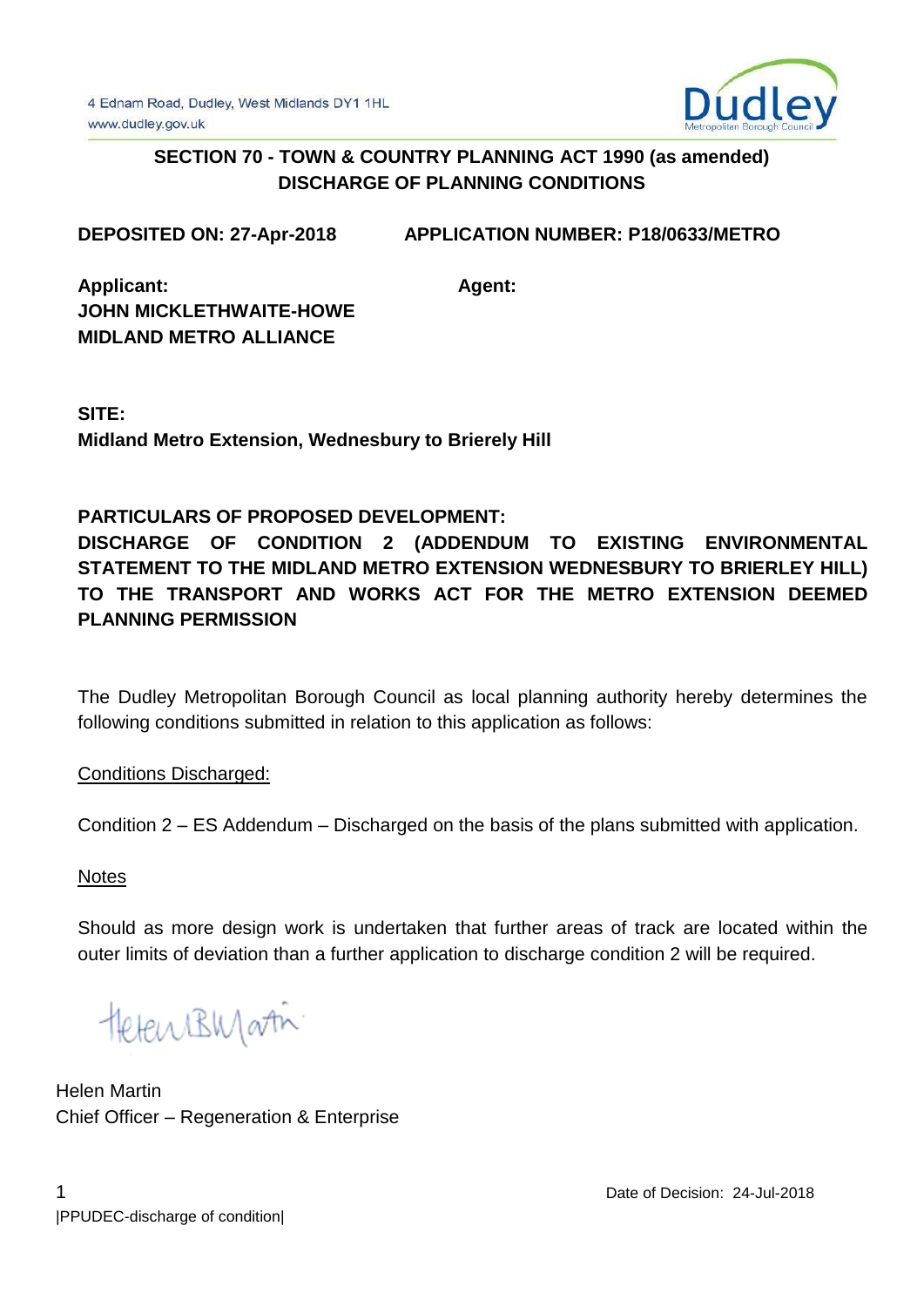4 Ednam Road, Dudley, West Midlands DY1 1HL
www.dudley.gov.uk

Dudley Metropolitan Borough Council

**SECTION 70 - TOWN & COUNTRY PLANNING ACT 1990 (as amended)**
**DISCHARGE OF PLANNING CONDITIONS**

**DEPOSITED ON: 27-Apr-2018** **APPLICATION NUMBER: P18/0633/METRO**

**Applicant:**
**JOHN MICKLETHWAITE-HOWE**
**MIDLAND METRO ALLIANCE**

**Agent:**

**SITE:**
**Midland Metro Extension, Wednesbury to Brierely Hill**

**PARTICULARS OF PROPOSED DEVELOPMENT:**
**DISCHARGE OF CONDITION 2 (ADDENDUM TO EXISTING ENVIRONMENTAL STATEMENT TO THE MIDLAND METRO EXTENSION WEDNESBURY TO BRIERLEY HILL) TO THE TRANSPORT AND WORKS ACT FOR THE METRO EXTENSION DEEMED PLANNING PERMISSION**

The Dudley Metropolitan Borough Council as local planning authority hereby determines the following conditions submitted in relation to this application as follows:

Conditions Discharged:

Condition 2 – ES Addendum – Discharged on the basis of the plans submitted with application.

Notes

Should as more design work is undertaken that further areas of track are located within the outer limits of deviation than a further application to discharge condition 2 will be required.

Helen Martin
Chief Officer – Regeneration & Enterprise

Date of Decision: 24-Jul-2018

|PPUDEC-discharge of condition|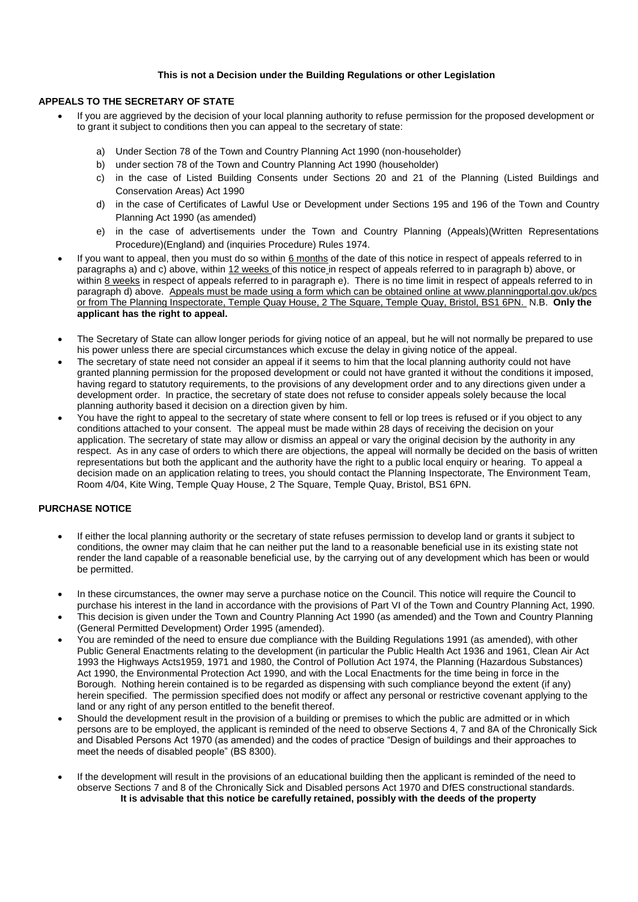**This is not a Decision under the Building Regulations or other Legislation**

## APPEALS TO THE SECRETARY OF STATE

- If you are aggrieved by the decision of your local planning authority to refuse permission for the proposed development or to grant it subject to conditions then you can appeal to the secretary of state:

  a) Under Section 78 of the Town and Country Planning Act 1990 (non-householder)

  b) under section 78 of the Town and Country Planning Act 1990 (householder)

  c) in the case of Listed Building Consents under Sections 20 and 21 of the Planning (Listed Buildings and Conservation Areas) Act 1990

  d) in the case of Certificates of Lawful Use or Development under Sections 195 and 196 of the Town and Country Planning Act 1990 (as amended)

  e) in the case of advertisements under the Town and Country Planning (Appeals)(Written Representations Procedure)(England) and (inquiries Procedure) Rules 1974.

- If you want to appeal, then you must do so within 6 months of the date of this notice in respect of appeals referred to in paragraphs a) and c) above, within 12 weeks of this notice in respect of appeals referred to in paragraph b) above, or within 8 weeks in respect of appeals referred to in paragraph e). There is no time limit in respect of appeals referred to in paragraph d) above. Appeals must be made using a form which can be obtained online at www.planningportal.gov.uk/pcs or from The Planning Inspectorate, Temple Quay House, 2 The Square, Temple Quay, Bristol, BS1 6PN. N.B. **Only the applicant has the right to appeal.**

- The Secretary of State can allow longer periods for giving notice of an appeal, but he will not normally be prepared to use his power unless there are special circumstances which excuse the delay in giving notice of the appeal.
- The secretary of state need not consider an appeal if it seems to him that the local planning authority could not have granted planning permission for the proposed development or could not have granted it without the conditions it imposed, having regard to statutory requirements, to the provisions of any development order and to any directions given under a development order. In practice, the secretary of state does not refuse to consider appeals solely because the local planning authority based it decision on a direction given by him.
- You have the right to appeal to the secretary of state where consent to fell or lop trees is refused or if you object to any conditions attached to your consent. The appeal must be made within 28 days of receiving the decision on your application. The secretary of state may allow or dismiss an appeal or vary the original decision by the authority in any respect. As in any case of orders to which there are objections, the appeal will normally be decided on the basis of written representations but both the applicant and the authority have the right to a public local enquiry or hearing. To appeal a decision made on an application relating to trees, you should contact the Planning Inspectorate, The Environment Team, Room 4/04, Kite Wing, Temple Quay House, 2 The Square, Temple Quay, Bristol, BS1 6PN.

## PURCHASE NOTICE

- If either the local planning authority or the secretary of state refuses permission to develop land or grants it subject to conditions, the owner may claim that he can neither put the land to a reasonable beneficial use in its existing state not render the land capable of a reasonable beneficial use, by the carrying out of any development which has been or would be permitted.

- In these circumstances, the owner may serve a purchase notice on the Council. This notice will require the Council to purchase his interest in the land in accordance with the provisions of Part VI of the Town and Country Planning Act, 1990.
- This decision is given under the Town and Country Planning Act 1990 (as amended) and the Town and Country Planning (General Permitted Development) Order 1995 (amended).
- You are reminded of the need to ensure due compliance with the Building Regulations 1991 (as amended), with other Public General Enactments relating to the development (in particular the Public Health Act 1936 and 1961, Clean Air Act 1993 the Highways Acts1959, 1971 and 1980, the Control of Pollution Act 1974, the Planning (Hazardous Substances) Act 1990, the Environmental Protection Act 1990, and with the Local Enactments for the time being in force in the Borough. Nothing herein contained is to be regarded as dispensing with such compliance beyond the extent (if any) herein specified. The permission specified does not modify or affect any personal or restrictive covenant applying to the land or any right of any person entitled to the benefit thereof.
- Should the development result in the provision of a building or premises to which the public are admitted or in which persons are to be employed, the applicant is reminded of the need to observe Sections 4, 7 and 8A of the Chronically Sick and Disabled Persons Act 1970 (as amended) and the codes of practice "Design of buildings and their approaches to meet the needs of disabled people" (BS 8300).

- If the development will result in the provisions of an educational building then the applicant is reminded of the need to observe Sections 7 and 8 of the Chronically Sick and Disabled persons Act 1970 and DfES constructional standards.

**It is advisable that this notice be carefully retained, possibly with the deeds of the property**